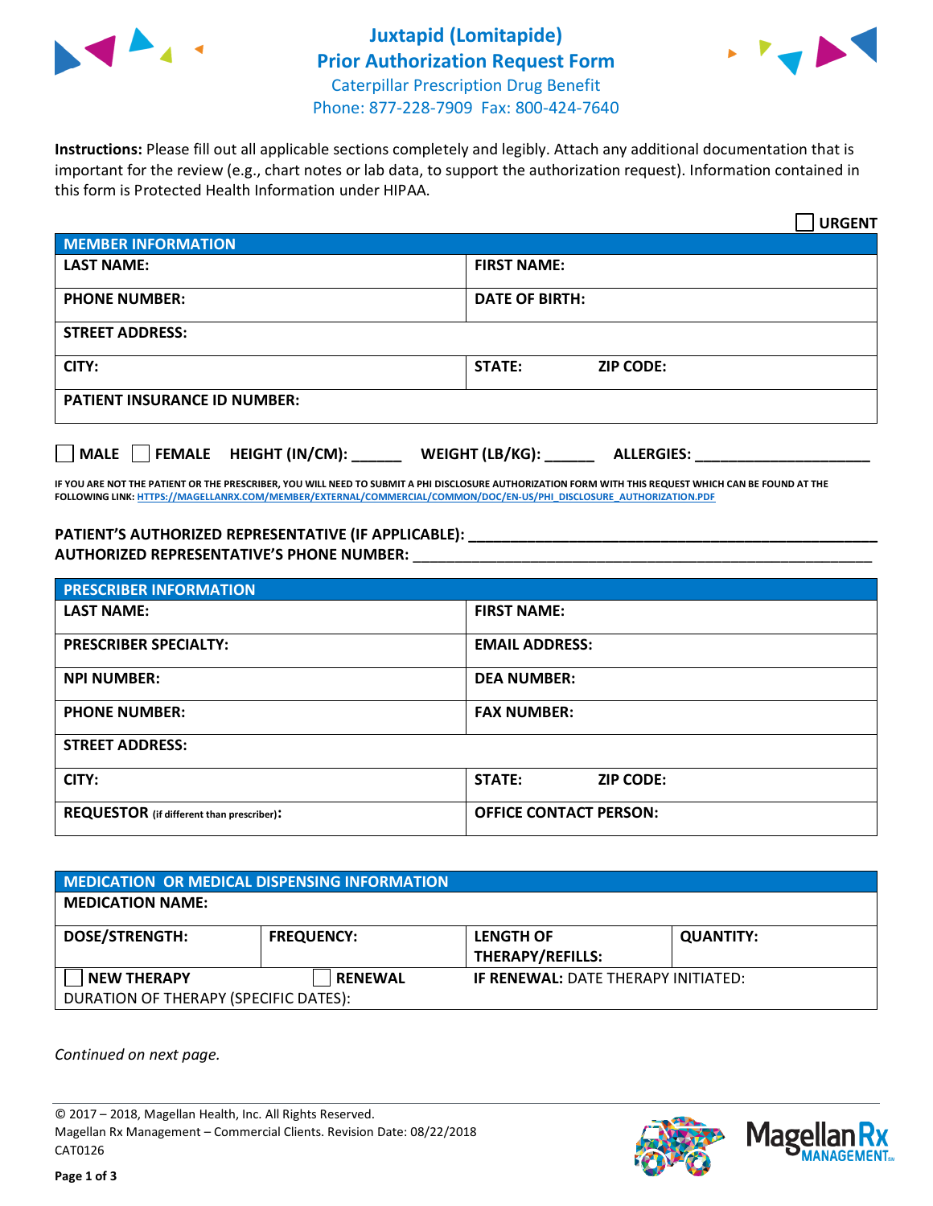# Juxtapid (Lomitapide) Prior Authorization Request Form

Caterpillar Prescription Drug Benefit
Phone: 877-228-7909 Fax: 800-424-7640

**Instructions:** Please fill out all applicable sections completely and legibly. Attach any additional documentation that is important for the review (e.g., chart notes or lab data, to support the authorization request). Information contained in this form is Protected Health Information under HIPAA.

☐ **URGENT**

| **MEMBER INFORMATION** | |
|---|---|
| **LAST NAME:** | **FIRST NAME:** |
| **PHONE NUMBER:** | **DATE OF BIRTH:** |
| **STREET ADDRESS:** | |
| **CITY:** | **STATE:** **ZIP CODE:** |
| **PATIENT INSURANCE ID NUMBER:** | |

☐ **MALE** ☐ **FEMALE** **HEIGHT (IN/CM):** ______ **WEIGHT (LB/KG):** ______ **ALLERGIES:** ____________________

**IF YOU ARE NOT THE PATIENT OR THE PRESCRIBER, YOU WILL NEED TO SUBMIT A PHI DISCLOSURE AUTHORIZATION FORM WITH THIS REQUEST WHICH CAN BE FOUND AT THE FOLLOWING LINK: HTTPS://MAGELLANRX.COM/MEMBER/EXTERNAL/COMMERCIAL/COMMON/DOC/EN-US/PHI_DISCLOSURE_AUTHORIZATION.PDF**

**PATIENT'S AUTHORIZED REPRESENTATIVE (IF APPLICABLE):** ____________________________________________
**AUTHORIZED REPRESENTATIVE'S PHONE NUMBER:** ____________________________________________

| **PRESCRIBER INFORMATION** | |
|---|---|
| **LAST NAME:** | **FIRST NAME:** |
| **PRESCRIBER SPECIALTY:** | **EMAIL ADDRESS:** |
| **NPI NUMBER:** | **DEA NUMBER:** |
| **PHONE NUMBER:** | **FAX NUMBER:** |
| **STREET ADDRESS:** | |
| **CITY:** | **STATE:** **ZIP CODE:** |
| **REQUESTOR** (if different than prescriber)**:** | **OFFICE CONTACT PERSON:** |

| **MEDICATION OR MEDICAL DISPENSING INFORMATION** | | | |
|---|---|---|---|
| **MEDICATION NAME:** | | | |
| **DOSE/STRENGTH:** | **FREQUENCY:** | **LENGTH OF THERAPY/REFILLS:** | **QUANTITY:** |
| ☐ **NEW THERAPY** | ☐ **RENEWAL** | **IF RENEWAL:** DATE THERAPY INITIATED: | |
| DURATION OF THERAPY (SPECIFIC DATES): | | | |

*Continued on next page.*

© 2017 – 2018, Magellan Health, Inc. All Rights Reserved.
Magellan Rx Management – Commercial Clients. Revision Date: 08/22/2018
CAT0126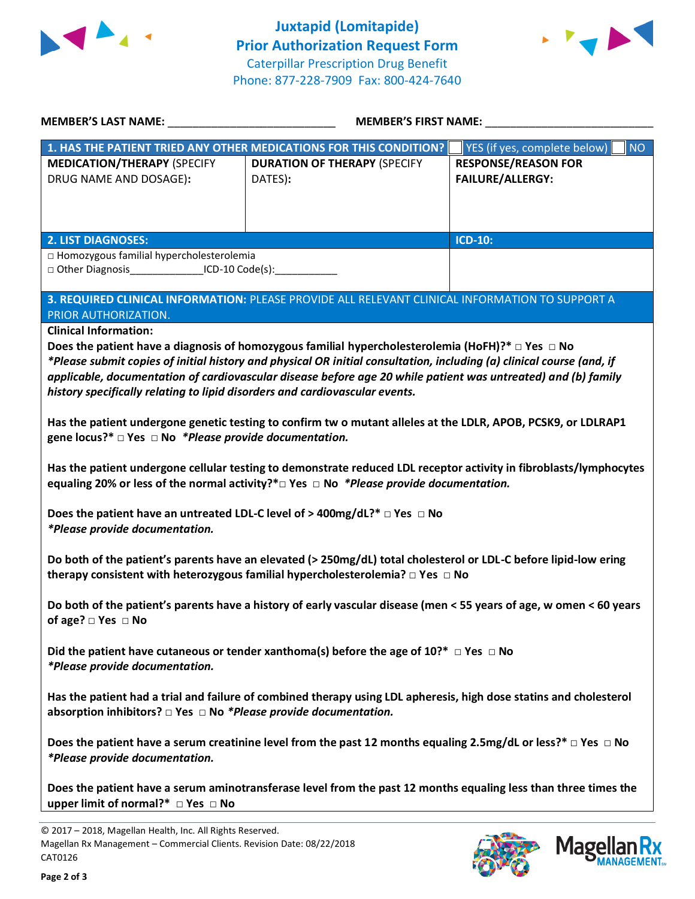# Juxtapid (Lomitapide) Prior Authorization Request Form

Caterpillar Prescription Drug Benefit
Phone: 877-228-7909 Fax: 800-424-7640

**MEMBER'S LAST NAME:** ___________________________ **MEMBER'S FIRST NAME:** ___________________________

| **1. HAS THE PATIENT TRIED ANY OTHER MEDICATIONS FOR THIS CONDITION?** | | ☐ YES (if yes, complete below) ☐ NO |
|---|---|---|
| **MEDICATION/THERAPY** (SPECIFY DRUG NAME AND DOSAGE): | **DURATION OF THERAPY** (SPECIFY DATES): | **RESPONSE/REASON FOR FAILURE/ALLERGY:** |
| | | |

| **2. LIST DIAGNOSES:** | **ICD-10:** |
|---|---|
| □ Homozygous familial hypercholesterolemia<br>□ Other Diagnosis_____________ICD-10 Code(s):___________ | |

**3. REQUIRED CLINICAL INFORMATION:** PLEASE PROVIDE ALL RELEVANT CLINICAL INFORMATION TO SUPPORT A PRIOR AUTHORIZATION.

**Clinical Information:**

**Does the patient have a diagnosis of homozygous familial hypercholesterolemia (HoFH)?* □ Yes □ No**
***Please submit copies of initial history and physical OR initial consultation, including (a) clinical course (and, if applicable, documentation of cardiovascular disease before age 20 while patient was untreated) and (b) family history specifically relating to lipid disorders and cardiovascular events.***

**Has the patient undergone genetic testing to confirm tw o mutant alleles at the LDLR, APOB, PCSK9, or LDLRAP1 gene locus?* □ Yes □ No** ***Please provide documentation.***

**Has the patient undergone cellular testing to demonstrate reduced LDL receptor activity in fibroblasts/lymphocytes equaling 20% or less of the normal activity?*□ Yes □ No** ***Please provide documentation.***

**Does the patient have an untreated LDL-C level of > 400mg/dL?* □ Yes □ No**
***Please provide documentation.***

**Do both of the patient's parents have an elevated (> 250mg/dL) total cholesterol or LDL-C before lipid-low ering therapy consistent with heterozygous familial hypercholesterolemia? □ Yes □ No**

**Do both of the patient's parents have a history of early vascular disease (men < 55 years of age, w omen < 60 years of age? □ Yes □ No**

**Did the patient have cutaneous or tender xanthoma(s) before the age of 10?* □ Yes □ No**
***Please provide documentation.***

**Has the patient had a trial and failure of combined therapy using LDL apheresis, high dose statins and cholesterol absorption inhibitors? □ Yes □ No** ***Please provide documentation.***

**Does the patient have a serum creatinine level from the past 12 months equaling 2.5mg/dL or less?* □ Yes □ No**
***Please provide documentation.***

**Does the patient have a serum aminotransferase level from the past 12 months equaling less than three times the upper limit of normal?* □ Yes □ No**

© 2017 – 2018, Magellan Health, Inc. All Rights Reserved.
Magellan Rx Management – Commercial Clients. Revision Date: 08/22/2018
CAT0126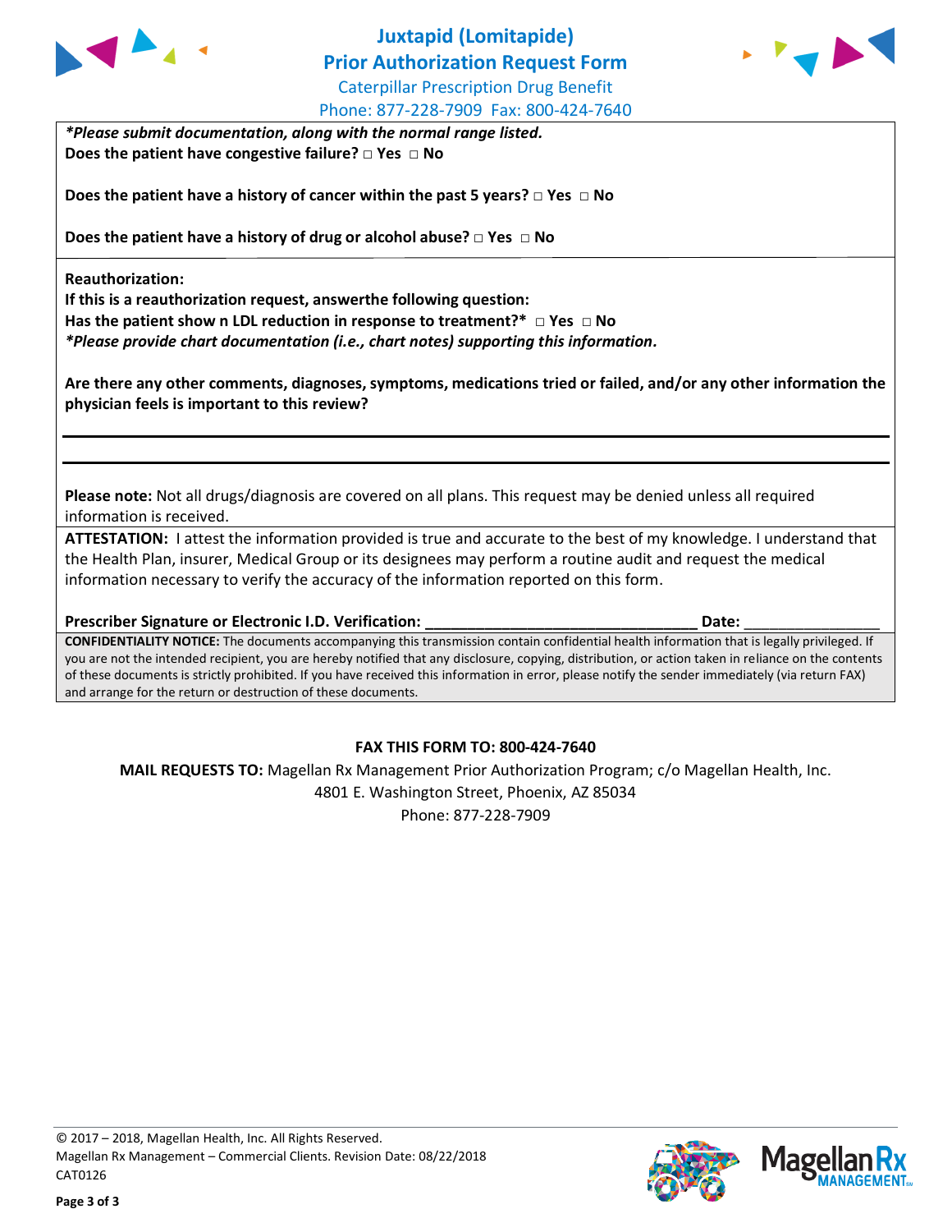# Juxtapid (Lomitapide)
## Prior Authorization Request Form

Caterpillar Prescription Drug Benefit
Phone: 877-228-7909 Fax: 800-424-7640

***Please submit documentation, along with the normal range listed.***

**Does the patient have congestive failure? □ Yes □ No**

**Does the patient have a history of cancer within the past 5 years? □ Yes □ No**

**Does the patient have a history of drug or alcohol abuse? □ Yes □ No**

**Reauthorization:**
**If this is a reauthorization request, answerthe following question:**
**Has the patient show n LDL reduction in response to treatment?\* □ Yes □ No**
***\*Please provide chart documentation (i.e., chart notes) supporting this information.***

**Are there any other comments, diagnoses, symptoms, medications tried or failed, and/or any other information the physician feels is important to this review?**

______________________________________________

______________________________________________

**Please note:** Not all drugs/diagnosis are covered on all plans. This request may be denied unless all required information is received.

**ATTESTATION:** I attest the information provided is true and accurate to the best of my knowledge. I understand that the Health Plan, insurer, Medical Group or its designees may perform a routine audit and request the medical information necessary to verify the accuracy of the information reported on this form.

**Prescriber Signature or Electronic I.D. Verification: ______________________________ Date: _______________**

**CONFIDENTIALITY NOTICE:** The documents accompanying this transmission contain confidential health information that is legally privileged. If you are not the intended recipient, you are hereby notified that any disclosure, copying, distribution, or action taken in reliance on the contents of these documents is strictly prohibited. If you have received this information in error, please notify the sender immediately (via return FAX) and arrange for the return or destruction of these documents.

**FAX THIS FORM TO: 800-424-7640**

**MAIL REQUESTS TO:** Magellan Rx Management Prior Authorization Program; c/o Magellan Health, Inc.
4801 E. Washington Street, Phoenix, AZ 85034
Phone: 877-228-7909

© 2017 – 2018, Magellan Health, Inc. All Rights Reserved.
Magellan Rx Management – Commercial Clients. Revision Date: 08/22/2018
CAT0126